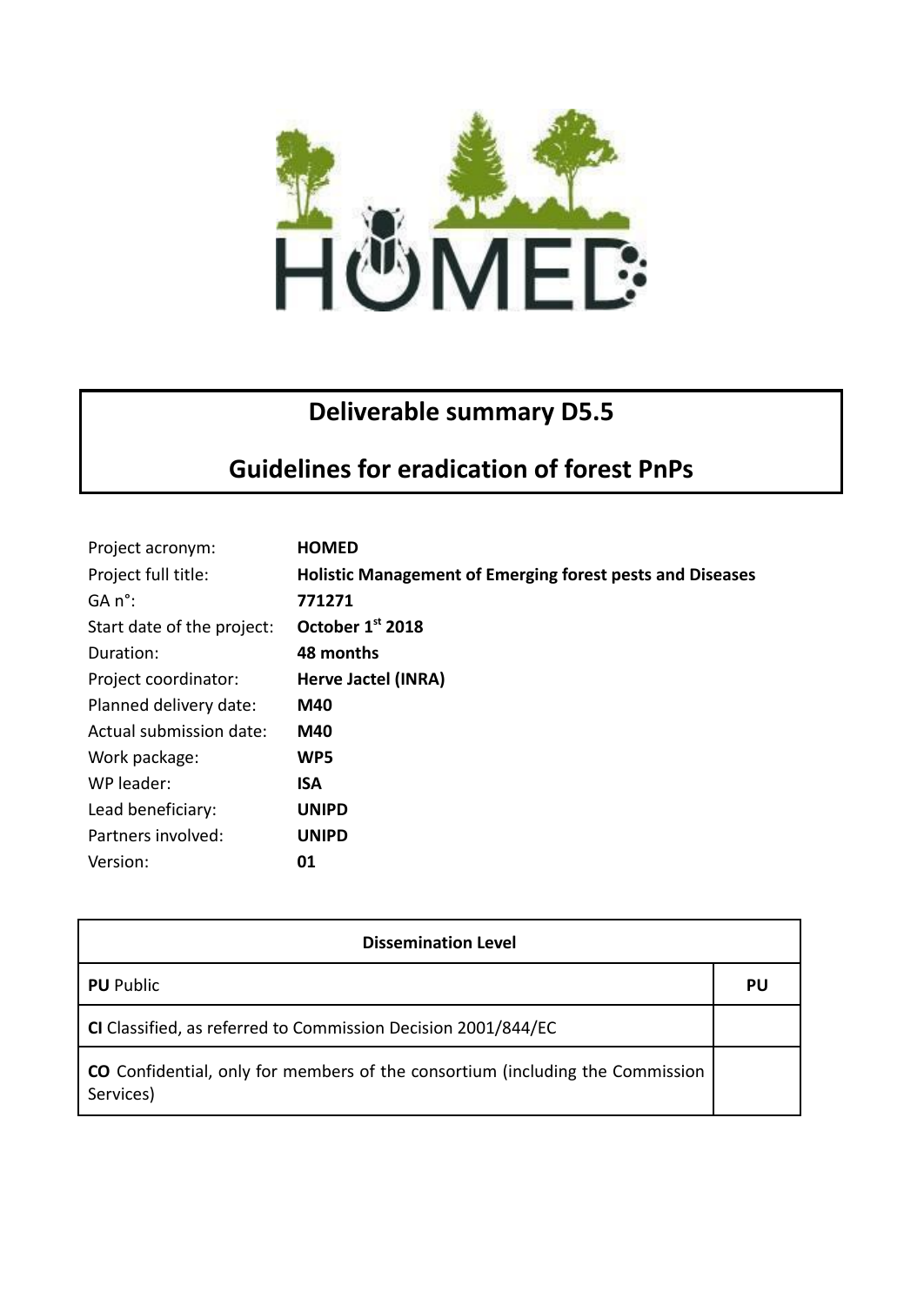# Deliverable summary D5.5

## Guidelines for eradication of forest PnPs

| | |
|---|---|
| Project acronym: | **HOMED** |
| Project full title: | **Holistic Management of Emerging forest pests and Diseases** |
| GA n°: | **771271** |
| Start date of the project: | **October 1st 2018** |
| Duration: | **48 months** |
| Project coordinator: | **Herve Jactel (INRA)** |
| Planned delivery date: | **M40** |
| Actual submission date: | **M40** |
| Work package: | **WP5** |
| WP leader: | **ISA** |
| Lead beneficiary: | **UNIPD** |
| Partners involved: | **UNIPD** |
| Version: | **01** |

| Dissemination Level | |
|---|---|
| **PU** Public | **PU** |
| **CI** Classified, as referred to Commission Decision 2001/844/EC | |
| **CO** Confidential, only for members of the consortium (including the Commission Services) | |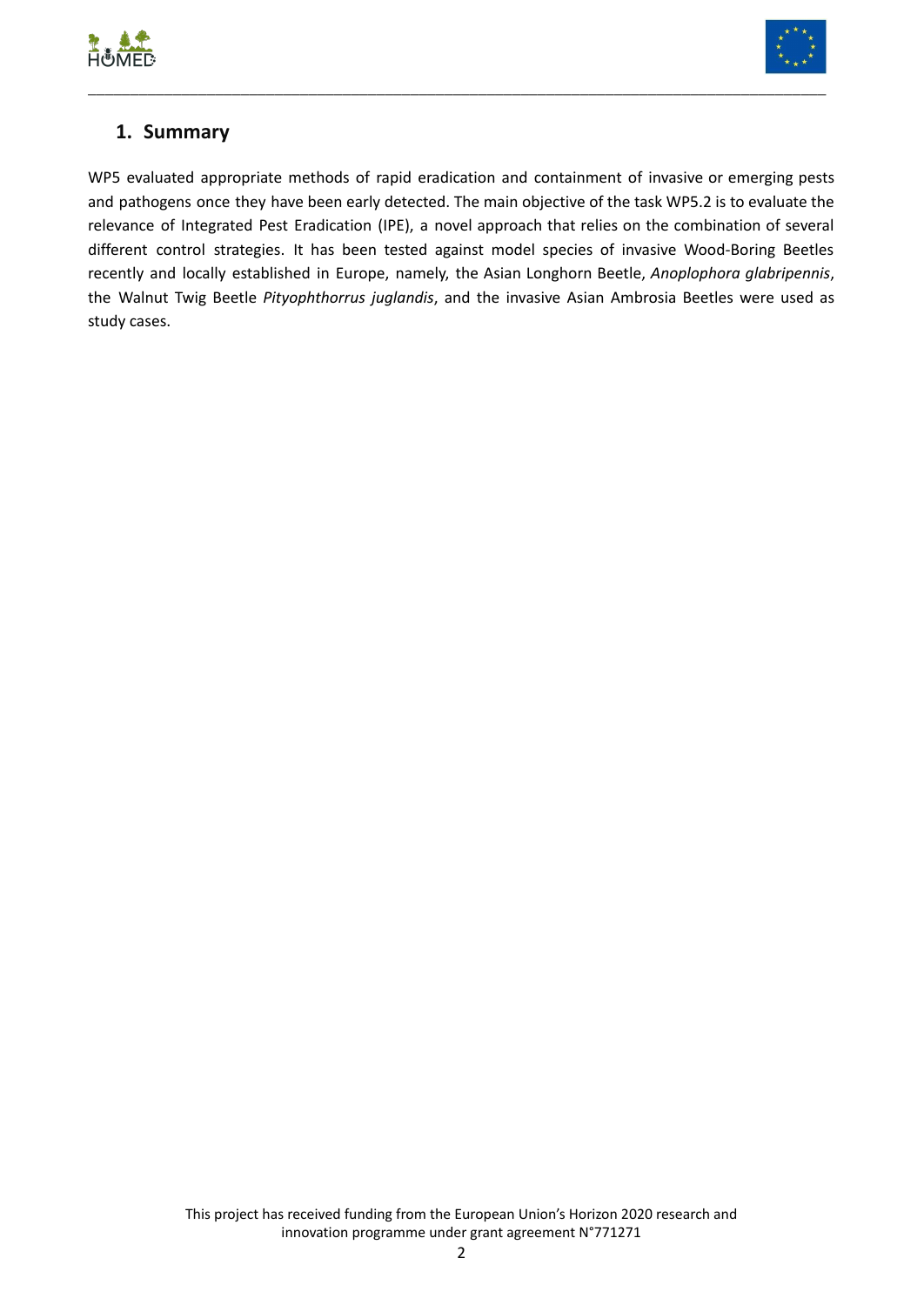## 1. Summary

WP5 evaluated appropriate methods of rapid eradication and containment of invasive or emerging pests and pathogens once they have been early detected. The main objective of the task WP5.2 is to evaluate the relevance of Integrated Pest Eradication (IPE), a novel approach that relies on the combination of several different control strategies. It has been tested against model species of invasive Wood-Boring Beetles recently and locally established in Europe, namely, the Asian Longhorn Beetle, *Anoplophora glabripennis*, the Walnut Twig Beetle *Pityophthorrus juglandis*, and the invasive Asian Ambrosia Beetles were used as study cases.